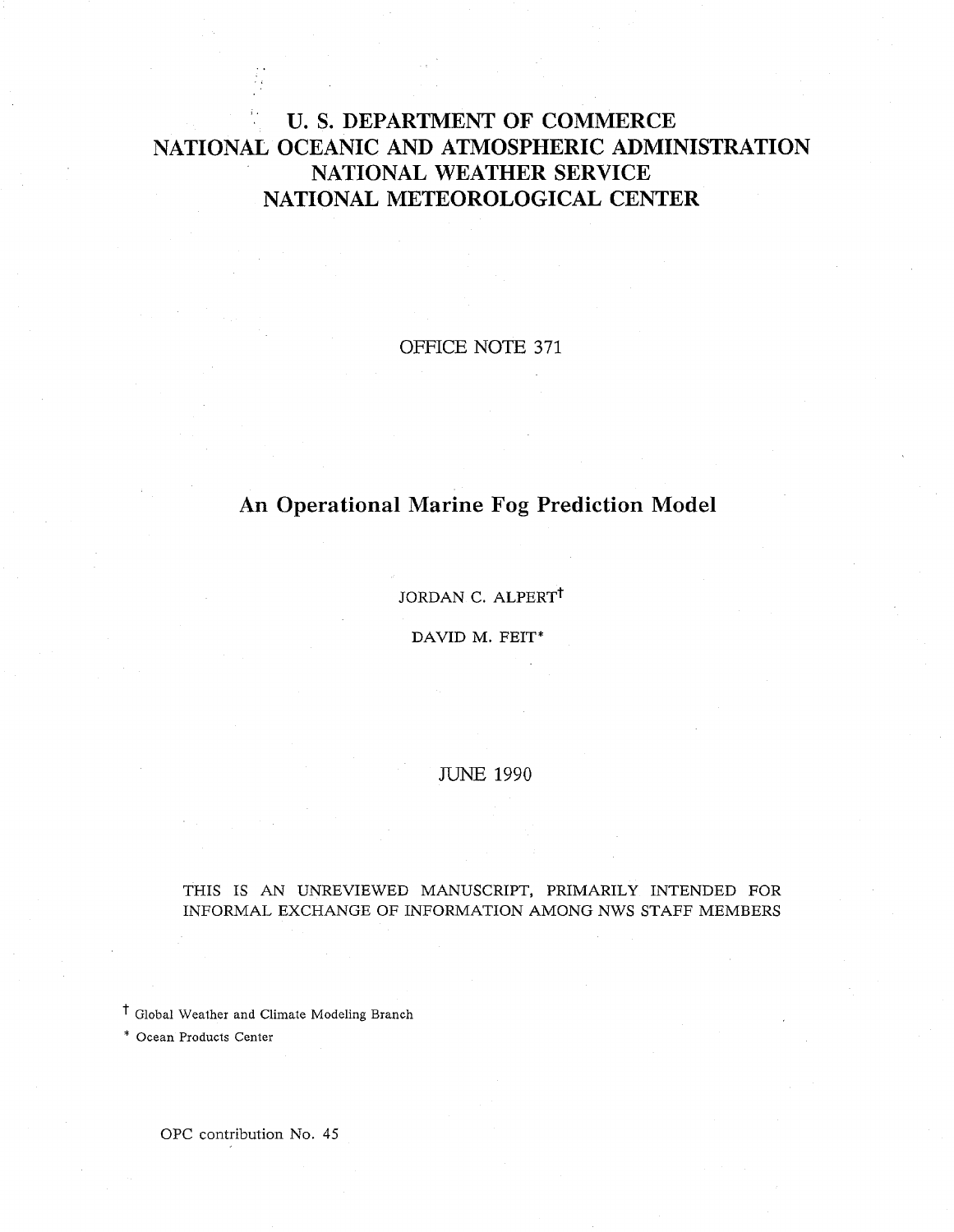# U. S. DEPARTMENT OF COMMERCE
# NATIONAL OCEANIC AND ATMOSPHERIC ADMINISTRATION
# NATIONAL WEATHER SERVICE
# NATIONAL METEOROLOGICAL CENTER

OFFICE NOTE 371

## An Operational Marine Fog Prediction Model

JORDAN C. ALPERT[†]

DAVID M. FEIT[*]

JUNE 1990

THIS IS AN UNREVIEWED MANUSCRIPT, PRIMARILY INTENDED FOR INFORMAL EXCHANGE OF INFORMATION AMONG NWS STAFF MEMBERS

[†] Global Weather and Climate Modeling Branch

[*] Ocean Products Center

OPC contribution No. 45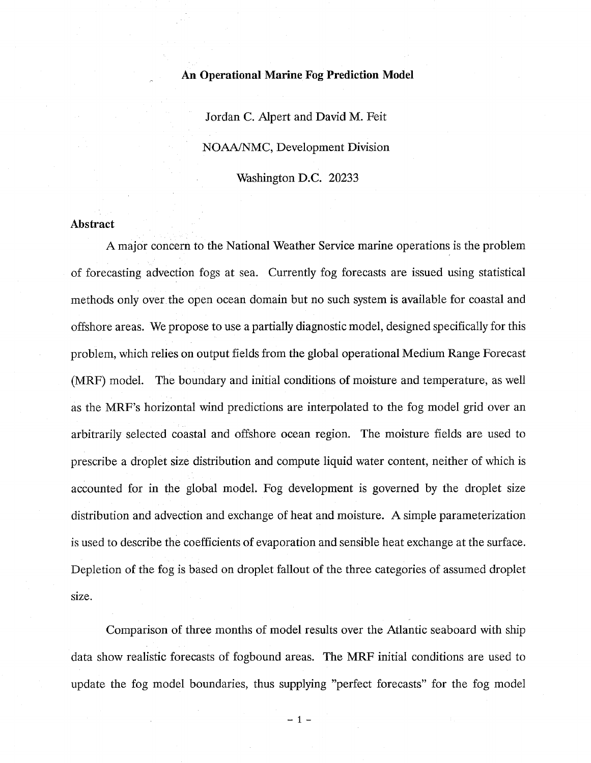# An Operational Marine Fog Prediction Model

Jordan C. Alpert and David M. Feit

NOAA/NMC, Development Division

Washington D.C. 20233

## Abstract

A major concern to the National Weather Service marine operations is the problem of forecasting advection fogs at sea. Currently fog forecasts are issued using statistical methods only over the open ocean domain but no such system is available for coastal and offshore areas. We propose to use a partially diagnostic model, designed specifically for this problem, which relies on output fields from the global operational Medium Range Forecast (MRF) model. The boundary and initial conditions of moisture and temperature, as well as the MRF's horizontal wind predictions are interpolated to the fog model grid over an arbitrarily selected coastal and offshore ocean region. The moisture fields are used to prescribe a droplet size distribution and compute liquid water content, neither of which is accounted for in the global model. Fog development is governed by the droplet size distribution and advection and exchange of heat and moisture. A simple parameterization is used to describe the coefficients of evaporation and sensible heat exchange at the surface. Depletion of the fog is based on droplet fallout of the three categories of assumed droplet size.

Comparison of three months of model results over the Atlantic seaboard with ship data show realistic forecasts of fogbound areas. The MRF initial conditions are used to update the fog model boundaries, thus supplying "perfect forecasts" for the fog model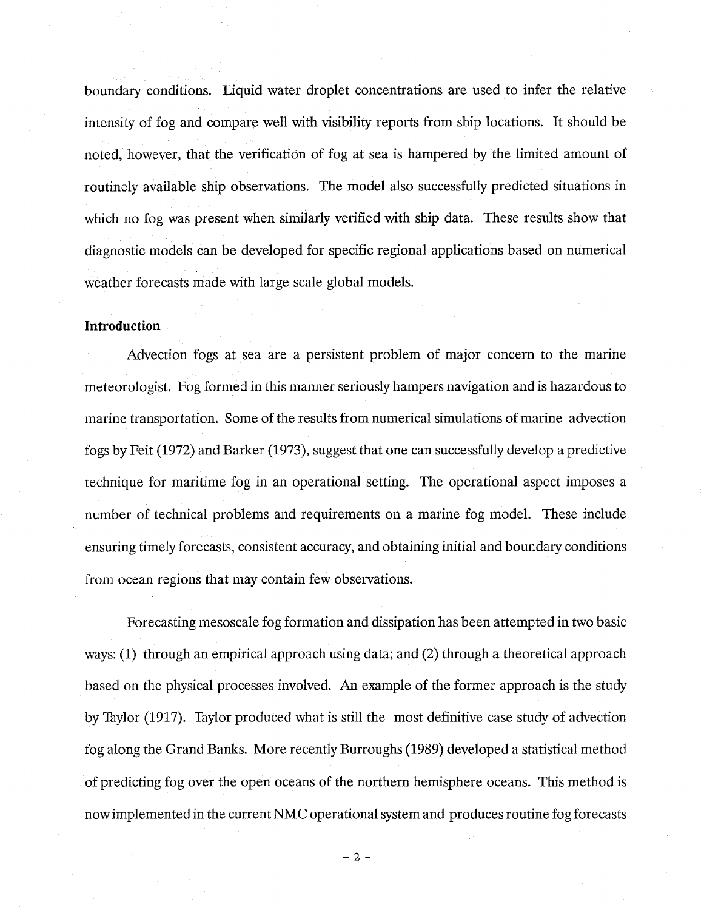boundary conditions. Liquid water droplet concentrations are used to infer the relative intensity of fog and compare well with visibility reports from ship locations. It should be noted, however, that the verification of fog at sea is hampered by the limited amount of routinely available ship observations. The model also successfully predicted situations in which no fog was present when similarly verified with ship data. These results show that diagnostic models can be developed for specific regional applications based on numerical weather forecasts made with large scale global models.

## Introduction

Advection fogs at sea are a persistent problem of major concern to the marine meteorologist. Fog formed in this manner seriously hampers navigation and is hazardous to marine transportation. Some of the results from numerical simulations of marine advection fogs by Feit (1972) and Barker (1973), suggest that one can successfully develop a predictive technique for maritime fog in an operational setting. The operational aspect imposes a number of technical problems and requirements on a marine fog model. These include ensuring timely forecasts, consistent accuracy, and obtaining initial and boundary conditions from ocean regions that may contain few observations.

Forecasting mesoscale fog formation and dissipation has been attempted in two basic ways: (1) through an empirical approach using data; and (2) through a theoretical approach based on the physical processes involved. An example of the former approach is the study by Taylor (1917). Taylor produced what is still the most definitive case study of advection fog along the Grand Banks. More recently Burroughs (1989) developed a statistical method of predicting fog over the open oceans of the northern hemisphere oceans. This method is now implemented in the current NMC operational system and produces routine fog forecasts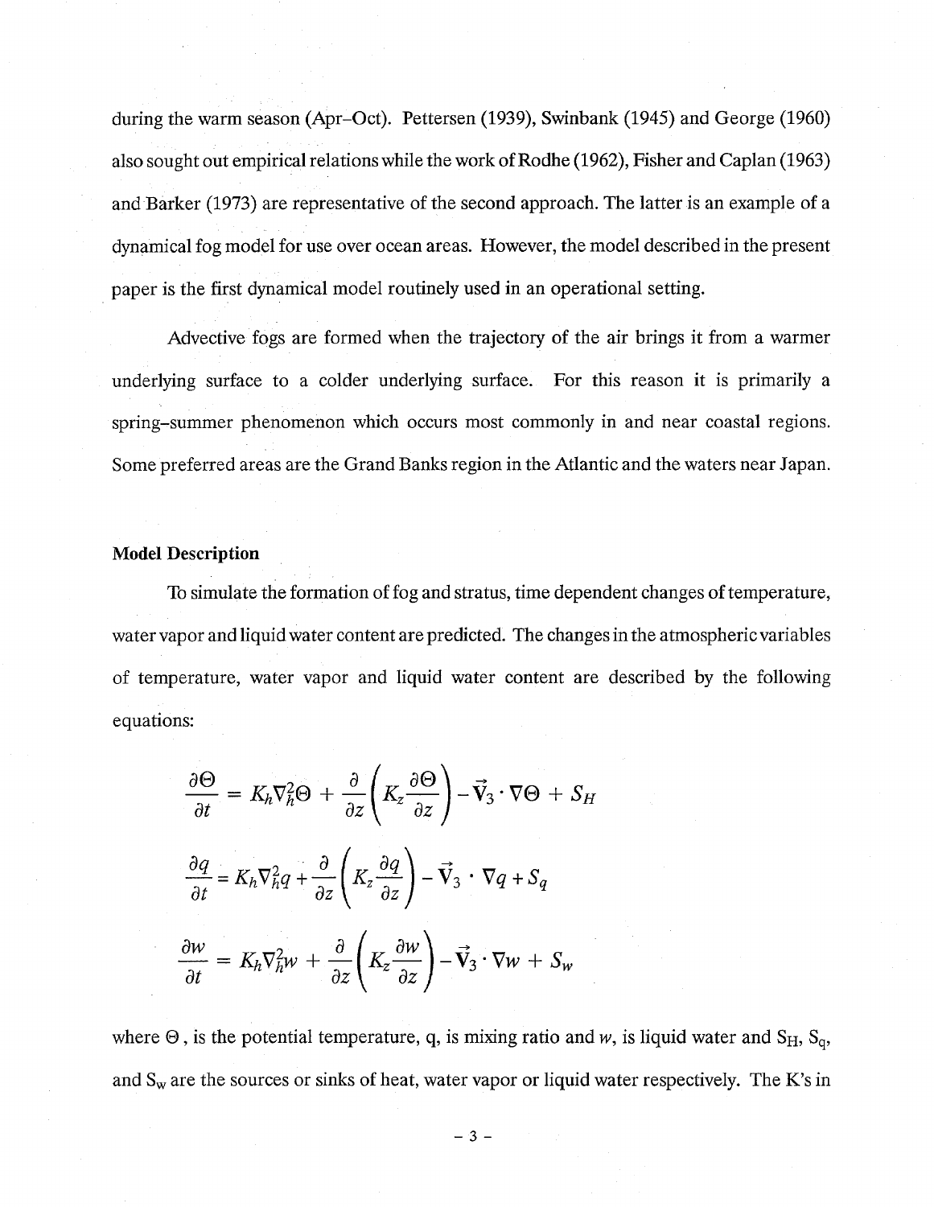during the warm season (Apr–Oct). Pettersen (1939), Swinbank (1945) and George (1960) also sought out empirical relations while the work of Rodhe (1962), Fisher and Caplan (1963) and Barker (1973) are representative of the second approach. The latter is an example of a dynamical fog model for use over ocean areas. However, the model described in the present paper is the first dynamical model routinely used in an operational setting.

Advective fogs are formed when the trajectory of the air brings it from a warmer underlying surface to a colder underlying surface. For this reason it is primarily a spring–summer phenomenon which occurs most commonly in and near coastal regions. Some preferred areas are the Grand Banks region in the Atlantic and the waters near Japan.

**Model Description**

To simulate the formation of fog and stratus, time dependent changes of temperature, water vapor and liquid water content are predicted. The changes in the atmospheric variables of temperature, water vapor and liquid water content are described by the following equations:

$$\frac{\partial \Theta}{\partial t} = K_h \nabla_h^2 \Theta + \frac{\partial}{\partial z}\left(K_z \frac{\partial \Theta}{\partial z}\right) - \vec{V}_3 \cdot \nabla \Theta + S_H$$

$$\frac{\partial q}{\partial t} = K_h \nabla_h^2 q + \frac{\partial}{\partial z}\left(K_z \frac{\partial q}{\partial z}\right) - \vec{V}_3 \cdot \nabla q + S_q$$

$$\frac{\partial w}{\partial t} = K_h \nabla_h^2 w + \frac{\partial}{\partial z}\left(K_z \frac{\partial w}{\partial z}\right) - \vec{V}_3 \cdot \nabla w + S_w$$

where $\Theta$, is the potential temperature, q, is mixing ratio and *w*, is liquid water and $S_H$, $S_q$, and $S_w$ are the sources or sinks of heat, water vapor or liquid water respectively. The K's in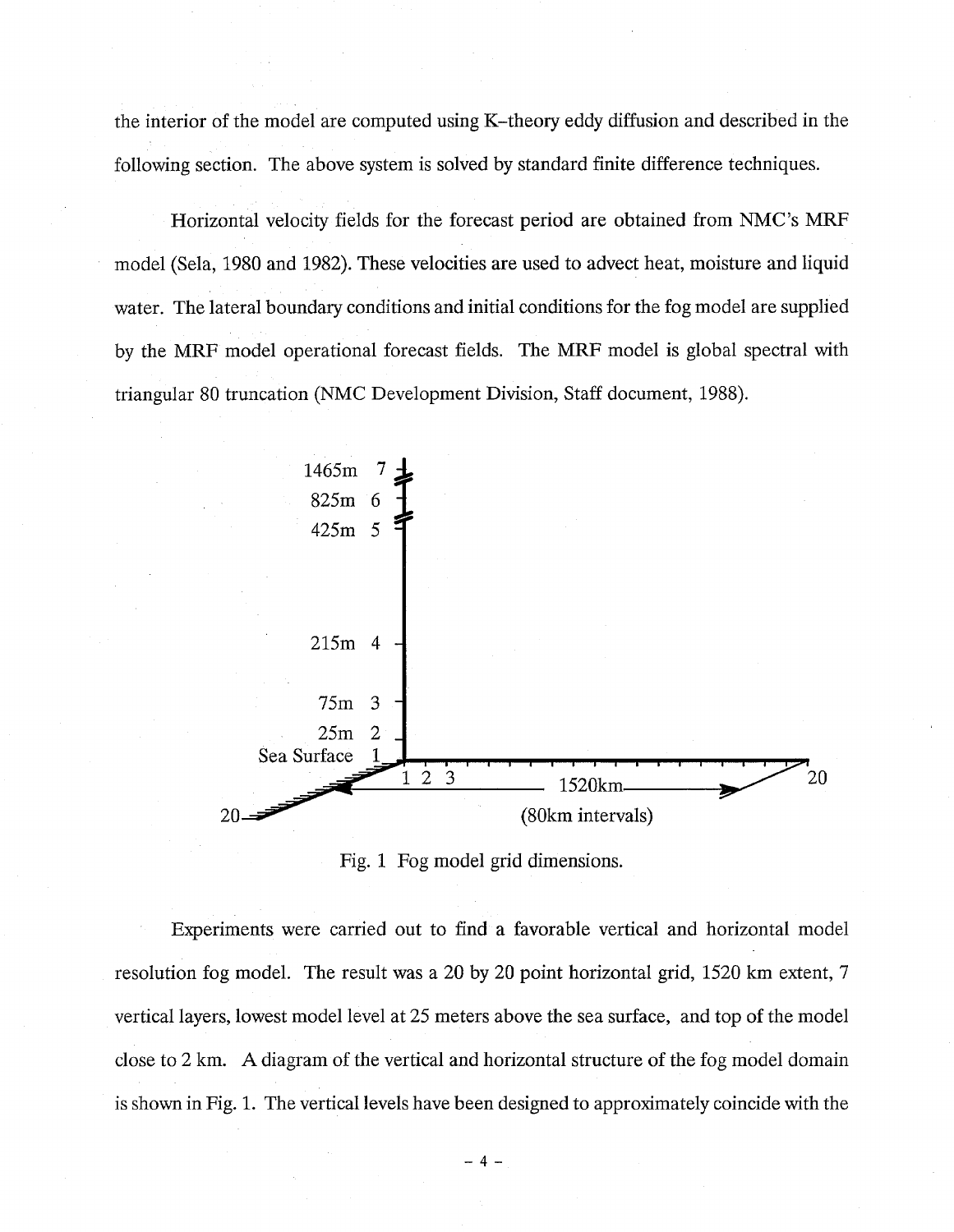the interior of the model are computed using K–theory eddy diffusion and described in the following section. The above system is solved by standard finite difference techniques.

Horizontal velocity fields for the forecast period are obtained from NMC's MRF model (Sela, 1980 and 1982). These velocities are used to advect heat, moisture and liquid water. The lateral boundary conditions and initial conditions for the fog model are supplied by the MRF model operational forecast fields. The MRF model is global spectral with triangular 80 truncation (NMC Development Division, Staff document, 1988).

Fig. 1 Fog model grid dimensions.

Experiments were carried out to find a favorable vertical and horizontal model resolution fog model. The result was a 20 by 20 point horizontal grid, 1520 km extent, 7 vertical layers, lowest model level at 25 meters above the sea surface, and top of the model close to 2 km. A diagram of the vertical and horizontal structure of the fog model domain is shown in Fig. 1. The vertical levels have been designed to approximately coincide with the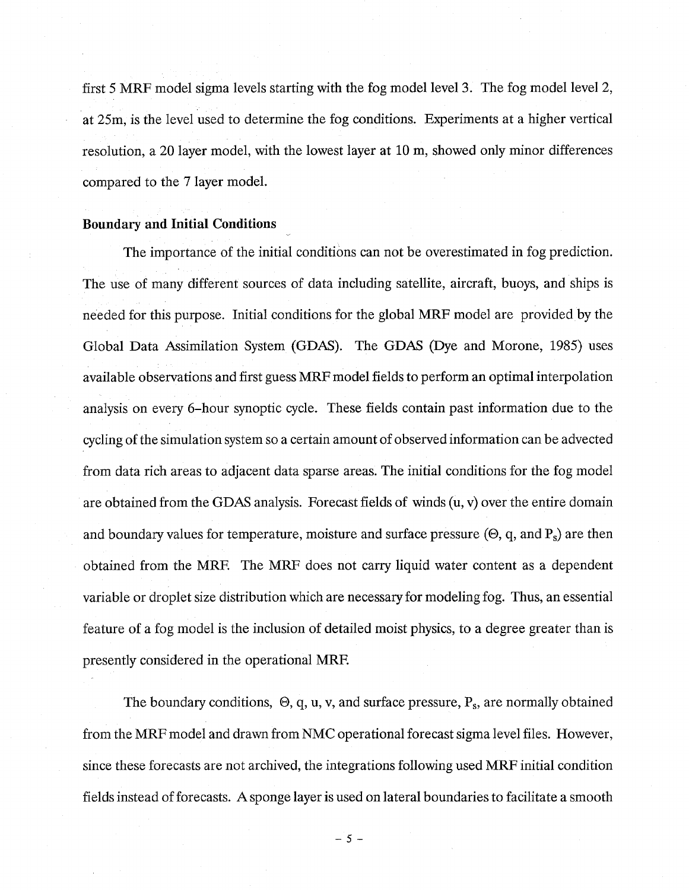first 5 MRF model sigma levels starting with the fog model level 3. The fog model level 2, at 25m, is the level used to determine the fog conditions. Experiments at a higher vertical resolution, a 20 layer model, with the lowest layer at 10 m, showed only minor differences compared to the 7 layer model.

**Boundary and Initial Conditions**

The importance of the initial conditions can not be overestimated in fog prediction. The use of many different sources of data including satellite, aircraft, buoys, and ships is needed for this purpose. Initial conditions for the global MRF model are provided by the Global Data Assimilation System (GDAS). The GDAS (Dye and Morone, 1985) uses available observations and first guess MRF model fields to perform an optimal interpolation analysis on every 6–hour synoptic cycle. These fields contain past information due to the cycling of the simulation system so a certain amount of observed information can be advected from data rich areas to adjacent data sparse areas. The initial conditions for the fog model are obtained from the GDAS analysis. Forecast fields of winds (u, v) over the entire domain and boundary values for temperature, moisture and surface pressure ($\Theta$, q, and $P_s$) are then obtained from the MRF. The MRF does not carry liquid water content as a dependent variable or droplet size distribution which are necessary for modeling fog. Thus, an essential feature of a fog model is the inclusion of detailed moist physics, to a degree greater than is presently considered in the operational MRF.

The boundary conditions, $\Theta$, q, u, v, and surface pressure, $P_s$, are normally obtained from the MRF model and drawn from NMC operational forecast sigma level files. However, since these forecasts are not archived, the integrations following used MRF initial condition fields instead of forecasts. A sponge layer is used on lateral boundaries to facilitate a smooth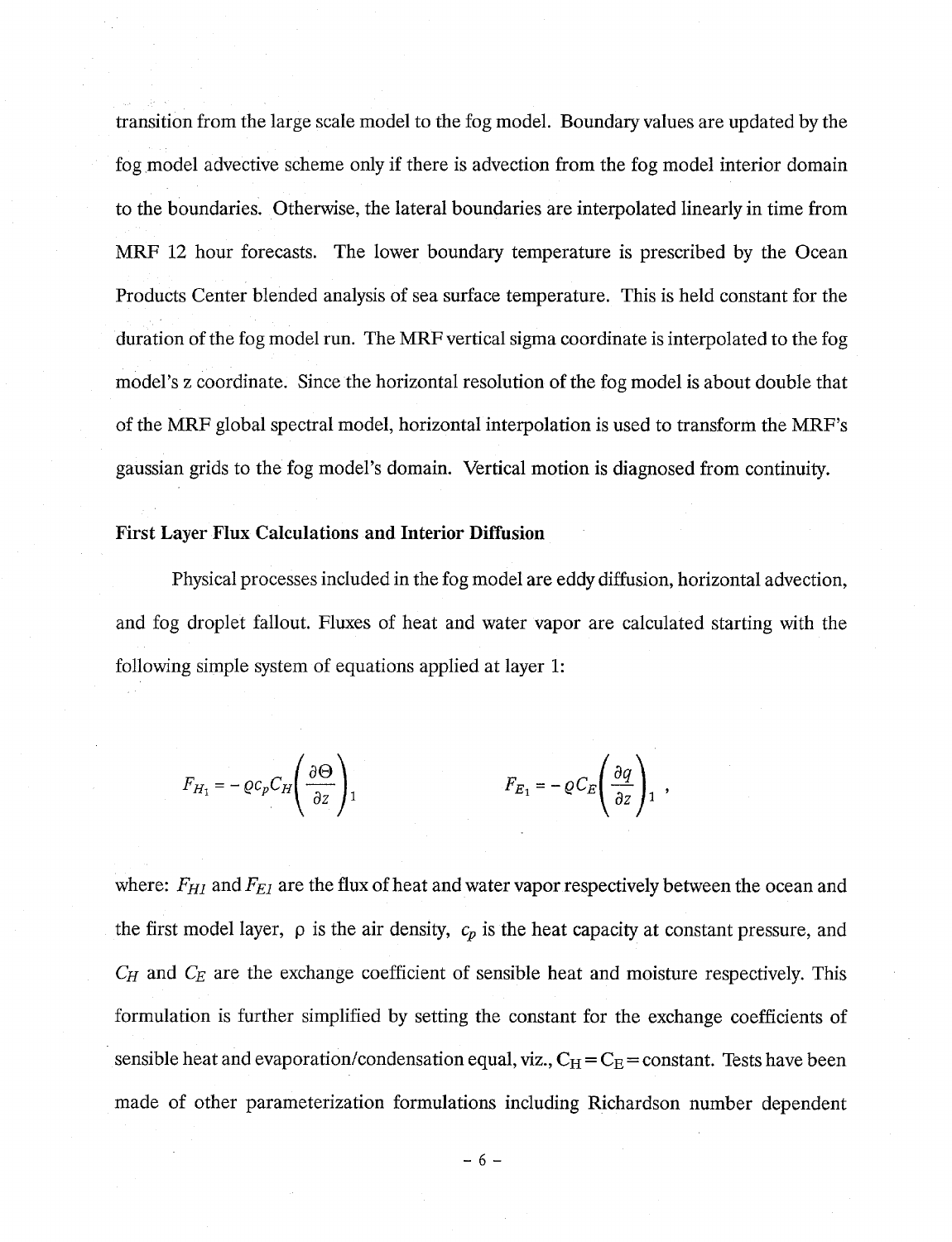transition from the large scale model to the fog model. Boundary values are updated by the fog model advective scheme only if there is advection from the fog model interior domain to the boundaries. Otherwise, the lateral boundaries are interpolated linearly in time from MRF 12 hour forecasts. The lower boundary temperature is prescribed by the Ocean Products Center blended analysis of sea surface temperature. This is held constant for the duration of the fog model run. The MRF vertical sigma coordinate is interpolated to the fog model's z coordinate. Since the horizontal resolution of the fog model is about double that of the MRF global spectral model, horizontal interpolation is used to transform the MRF's gaussian grids to the fog model's domain. Vertical motion is diagnosed from continuity.

**First Layer Flux Calculations and Interior Diffusion**

Physical processes included in the fog model are eddy diffusion, horizontal advection, and fog droplet fallout. Fluxes of heat and water vapor are calculated starting with the following simple system of equations applied at layer 1:

$$F_{H_1} = -\varrho c_p C_H \left( \frac{\partial \Theta}{\partial z} \right)_1 \qquad\qquad F_{E_1} = -\varrho C_E \left( \frac{\partial q}{\partial z} \right)_1 ,$$

where: $F_{H1}$ and $F_{E1}$ are the flux of heat and water vapor respectively between the ocean and the first model layer, $\rho$ is the air density, $c_p$ is the heat capacity at constant pressure, and $C_H$ and $C_E$ are the exchange coefficient of sensible heat and moisture respectively. This formulation is further simplified by setting the constant for the exchange coefficients of sensible heat and evaporation/condensation equal, viz., $C_H = C_E =$ constant. Tests have been made of other parameterization formulations including Richardson number dependent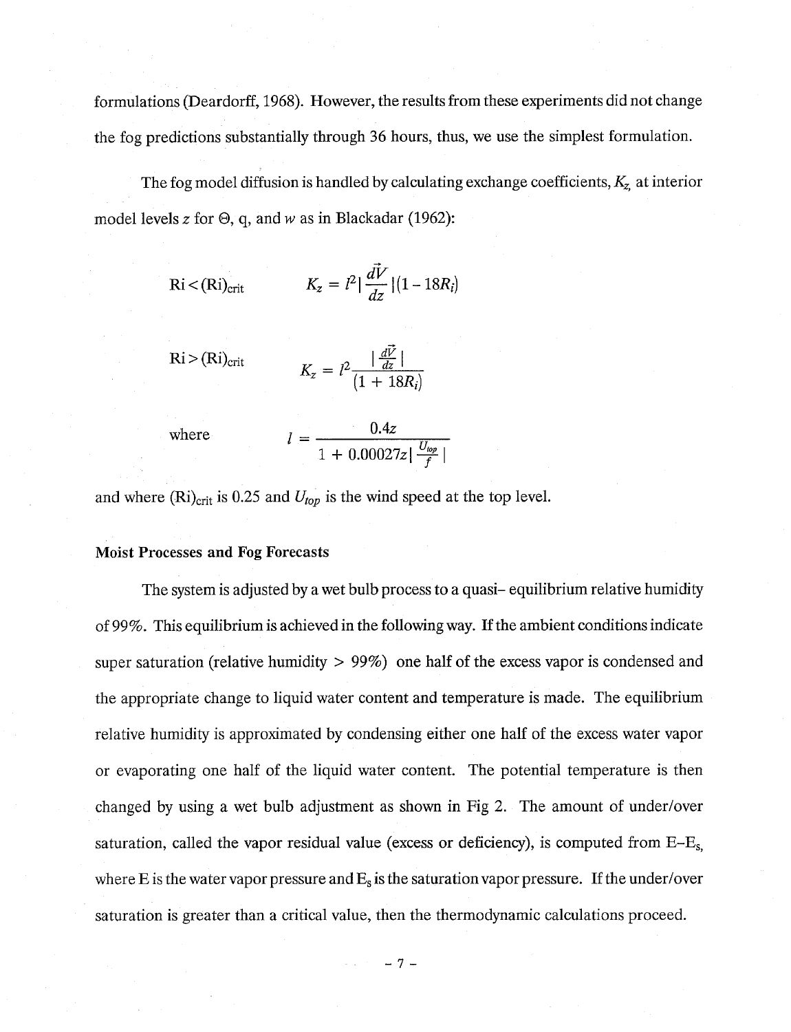formulations (Deardorff, 1968). However, the results from these experiments did not change the fog predictions substantially through 36 hours, thus, we use the simplest formulation.

The fog model diffusion is handled by calculating exchange coefficients, $K_z$ at interior model levels $z$ for $\Theta$, q, and $w$ as in Blackadar (1962):

$\mathrm{Ri} < (\mathrm{Ri})_{\mathrm{crit}}$

$$K_z = l^2 \left| \frac{d\vec{V}}{dz} \right| (1 - 18R_i)$$

$\mathrm{Ri} > (\mathrm{Ri})_{\mathrm{crit}}$

$$K_z = l^2 \frac{\left| \frac{d\vec{V}}{dz} \right|}{(1 + 18R_i)}$$

where

$$l = \frac{0.4z}{1 + 0.00027z \left| \frac{U_{top}}{f} \right|}$$

and where $(\mathrm{Ri})_{\mathrm{crit}}$ is 0.25 and $U_{top}$ is the wind speed at the top level.

### Moist Processes and Fog Forecasts

The system is adjusted by a wet bulb process to a quasi- equilibrium relative humidity of 99%. This equilibrium is achieved in the following way. If the ambient conditions indicate super saturation (relative humidity > 99%) one half of the excess vapor is condensed and the appropriate change to liquid water content and temperature is made. The equilibrium relative humidity is approximated by condensing either one half of the excess water vapor or evaporating one half of the liquid water content. The potential temperature is then changed by using a wet bulb adjustment as shown in Fig 2. The amount of under/over saturation, called the vapor residual value (excess or deficiency), is computed from $E - E_s$, where E is the water vapor pressure and $E_s$ is the saturation vapor pressure. If the under/over saturation is greater than a critical value, then the thermodynamic calculations proceed.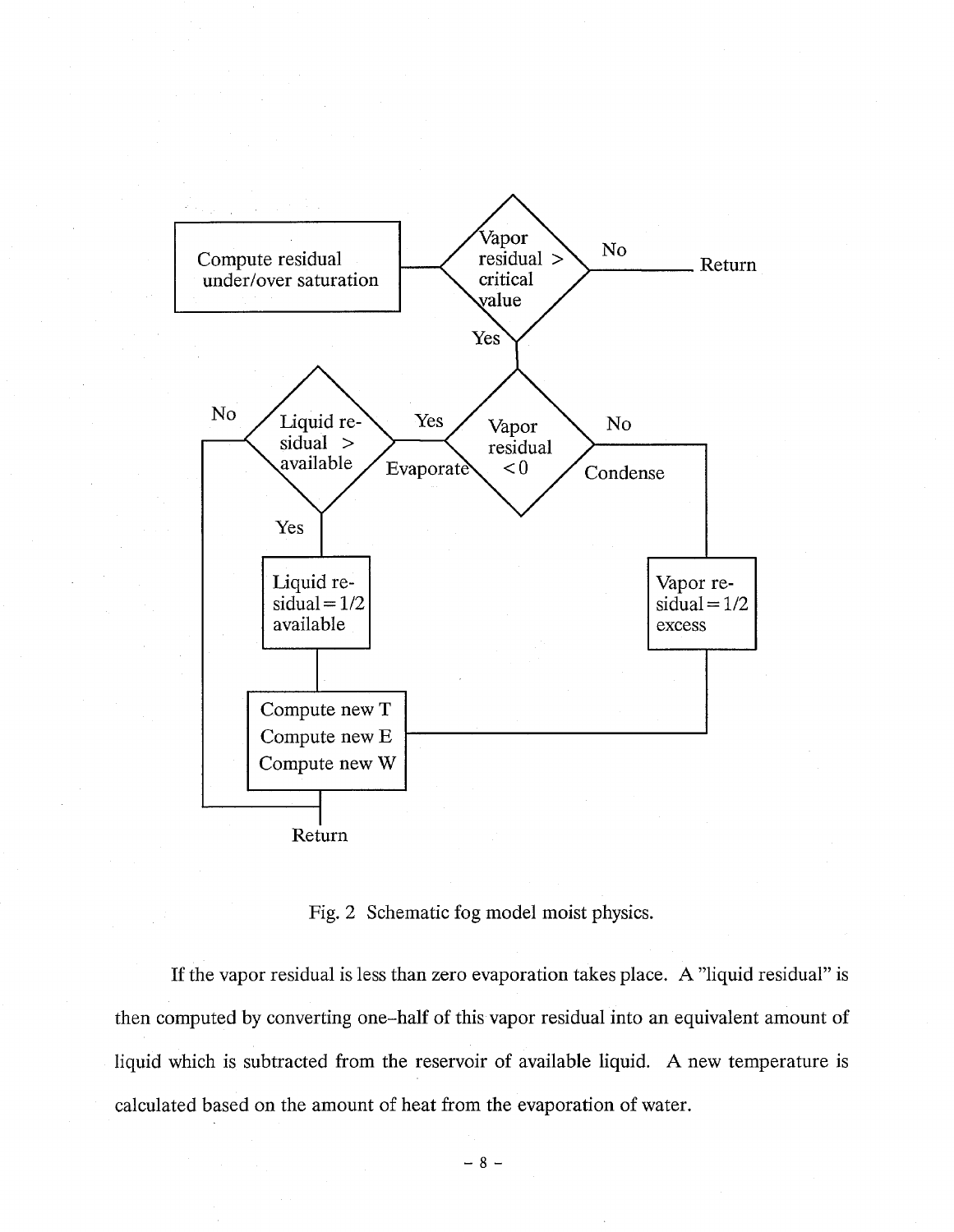```
Compute residual under/over saturation
  → Vapor residual > critical value?
      No  → Return
      Yes → Vapor residual < 0?
              Yes (Evaporate) → Liquid residual > available?
                                   No  → Return
                                   Yes → Liquid residual = 1/2 available
                                         → Compute new T, Compute new E, Compute new W
                                         → Return
              No (Condense)   → Vapor residual = 1/2 excess
                                  → Compute new T, Compute new E, Compute new W
                                  → Return
```

Fig. 2 Schematic fog model moist physics.

If the vapor residual is less than zero evaporation takes place. A "liquid residual" is then computed by converting one–half of this vapor residual into an equivalent amount of liquid which is subtracted from the reservoir of available liquid. A new temperature is calculated based on the amount of heat from the evaporation of water.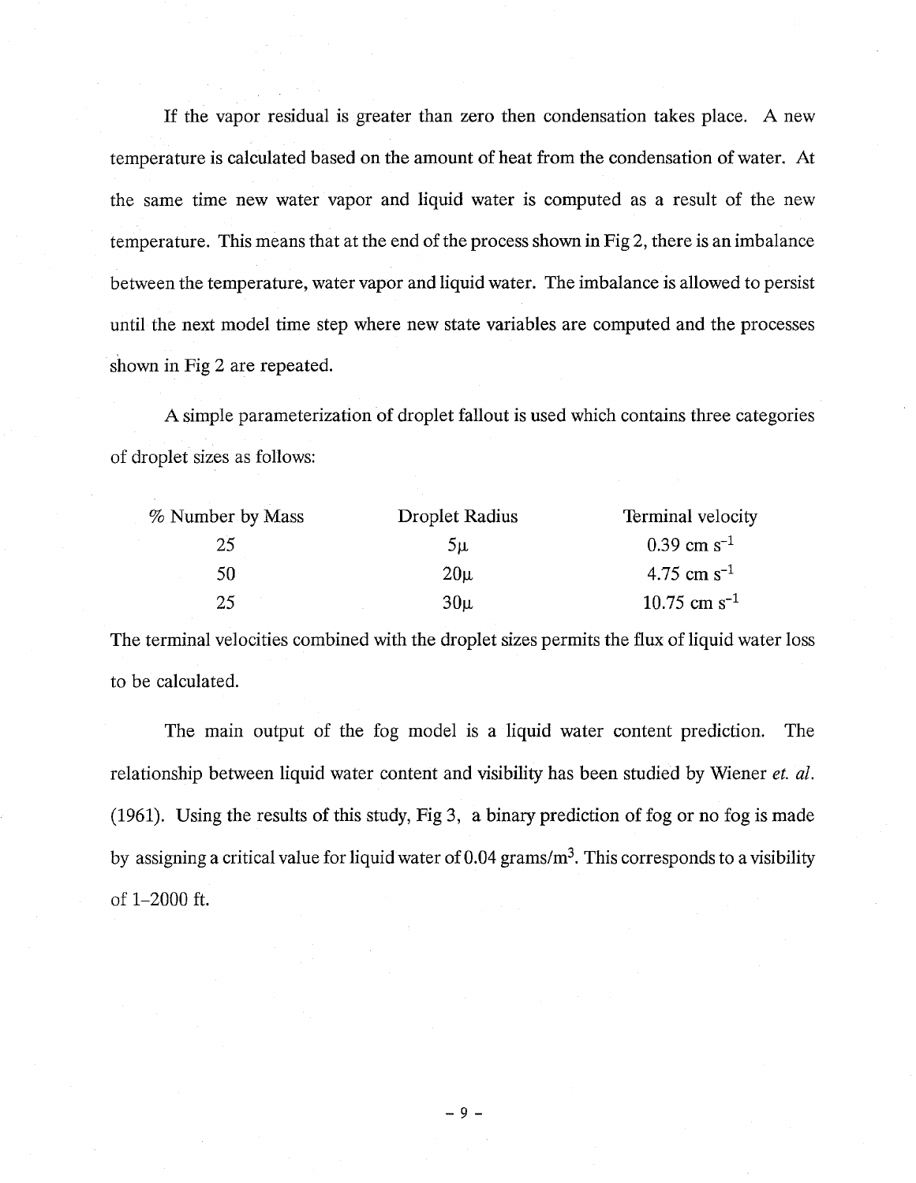If the vapor residual is greater than zero then condensation takes place. A new temperature is calculated based on the amount of heat from the condensation of water. At the same time new water vapor and liquid water is computed as a result of the new temperature. This means that at the end of the process shown in Fig 2, there is an imbalance between the temperature, water vapor and liquid water. The imbalance is allowed to persist until the next model time step where new state variables are computed and the processes shown in Fig 2 are repeated.

A simple parameterization of droplet fallout is used which contains three categories of droplet sizes as follows:

| % Number by Mass | Droplet Radius | Terminal velocity |
|---|---|---|
| 25 | $5\mu$ | 0.39 cm $s^{-1}$ |
| 50 | $20\mu$ | 4.75 cm $s^{-1}$ |
| 25 | $30\mu$ | 10.75 cm $s^{-1}$ |

The terminal velocities combined with the droplet sizes permits the flux of liquid water loss to be calculated.

The main output of the fog model is a liquid water content prediction. The relationship between liquid water content and visibility has been studied by Wiener *et. al.* (1961). Using the results of this study, Fig 3, a binary prediction of fog or no fog is made by assigning a critical value for liquid water of 0.04 grams/$m^3$. This corresponds to a visibility of 1–2000 ft.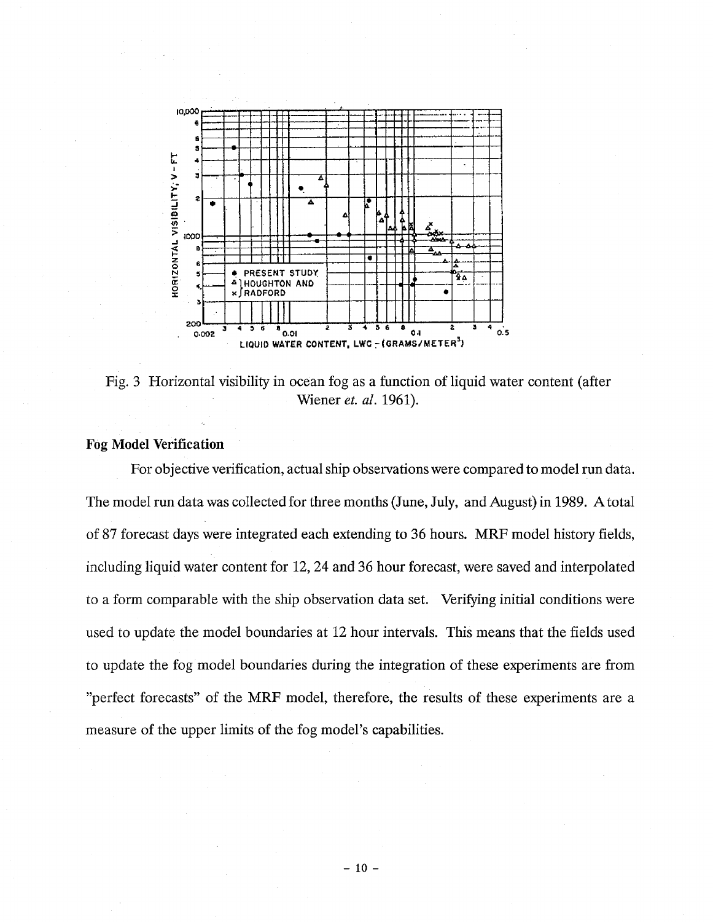Fig. 3 Horizontal visibility in ocean fog as a function of liquid water content (after Wiener *et. al.* 1961).

**Fog Model Verification**

For objective verification, actual ship observations were compared to model run data. The model run data was collected for three months (June, July, and August) in 1989. A total of 87 forecast days were integrated each extending to 36 hours. MRF model history fields, including liquid water content for 12, 24 and 36 hour forecast, were saved and interpolated to a form comparable with the ship observation data set. Verifying initial conditions were used to update the model boundaries at 12 hour intervals. This means that the fields used to update the fog model boundaries during the integration of these experiments are from "perfect forecasts" of the MRF model, therefore, the results of these experiments are a measure of the upper limits of the fog model's capabilities.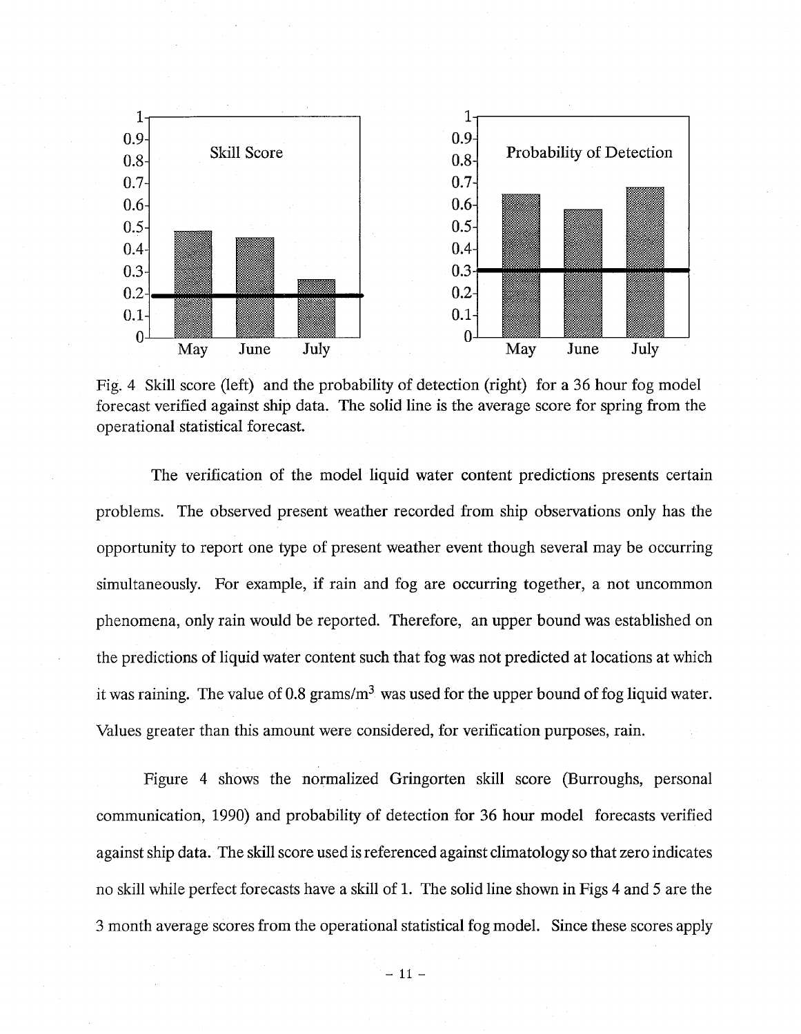Fig. 4 Skill score (left) and the probability of detection (right) for a 36 hour fog model forecast verified against ship data. The solid line is the average score for spring from the operational statistical forecast.

The verification of the model liquid water content predictions presents certain problems. The observed present weather recorded from ship observations only has the opportunity to report one type of present weather event though several may be occurring simultaneously. For example, if rain and fog are occurring together, a not uncommon phenomena, only rain would be reported. Therefore, an upper bound was established on the predictions of liquid water content such that fog was not predicted at locations at which it was raining. The value of 0.8 grams/m$^3$ was used for the upper bound of fog liquid water. Values greater than this amount were considered, for verification purposes, rain.

Figure 4 shows the normalized Gringorten skill score (Burroughs, personal communication, 1990) and probability of detection for 36 hour model forecasts verified against ship data. The skill score used is referenced against climatology so that zero indicates no skill while perfect forecasts have a skill of 1. The solid line shown in Figs 4 and 5 are the 3 month average scores from the operational statistical fog model. Since these scores apply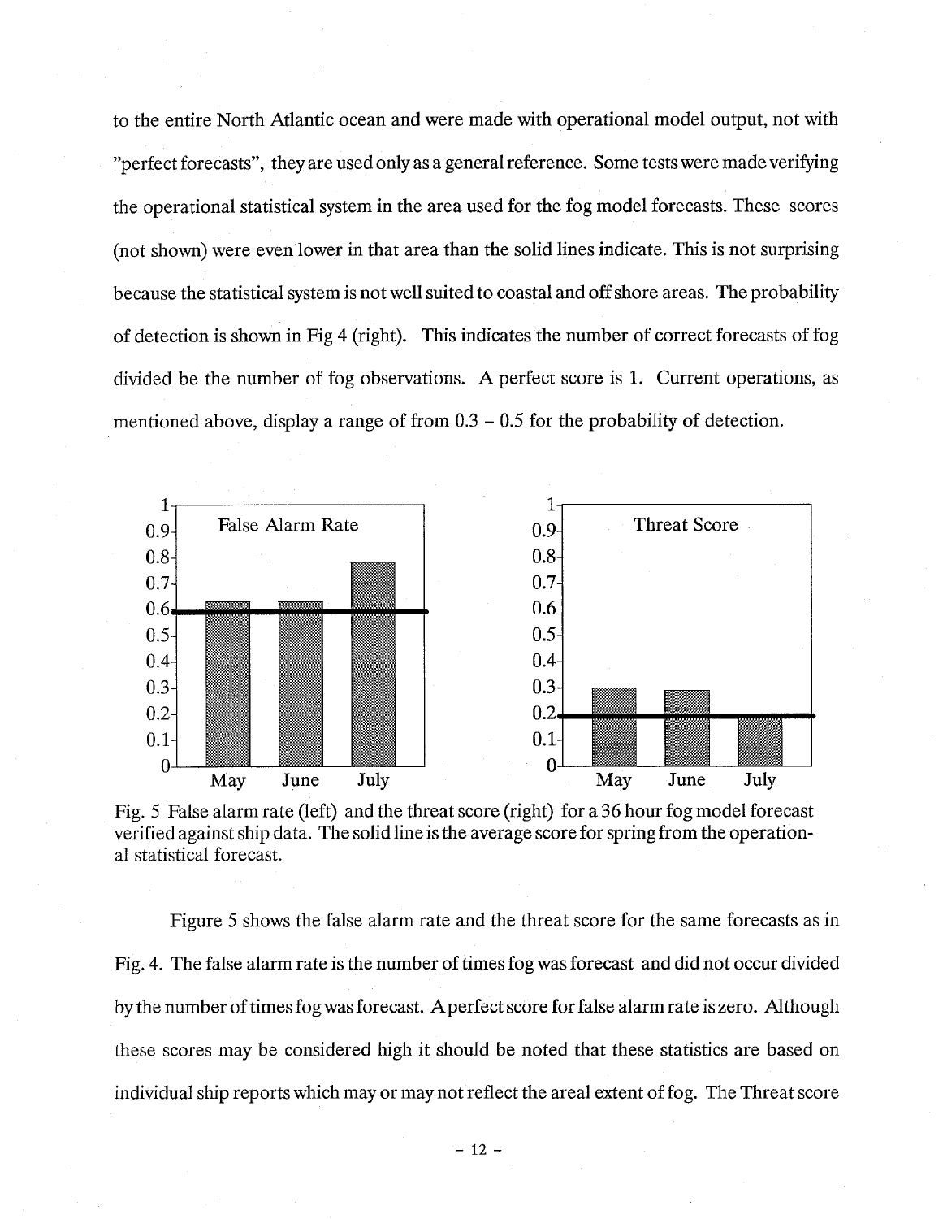to the entire North Atlantic ocean and were made with operational model output, not with "perfect forecasts", they are used only as a general reference. Some tests were made verifying the operational statistical system in the area used for the fog model forecasts. These scores (not shown) were even lower in that area than the solid lines indicate. This is not surprising because the statistical system is not well suited to coastal and off shore areas. The probability of detection is shown in Fig 4 (right). This indicates the number of correct forecasts of fog divided be the number of fog observations. A perfect score is 1. Current operations, as mentioned above, display a range of from 0.3 – 0.5 for the probability of detection.

Fig. 5 False alarm rate (left) and the threat score (right) for a 36 hour fog model forecast verified against ship data. The solid line is the average score for spring from the operational statistical forecast.

Figure 5 shows the false alarm rate and the threat score for the same forecasts as in Fig. 4. The false alarm rate is the number of times fog was forecast and did not occur divided by the number of times fog was forecast. A perfect score for false alarm rate is zero. Although these scores may be considered high it should be noted that these statistics are based on individual ship reports which may or may not reflect the areal extent of fog. The Threat score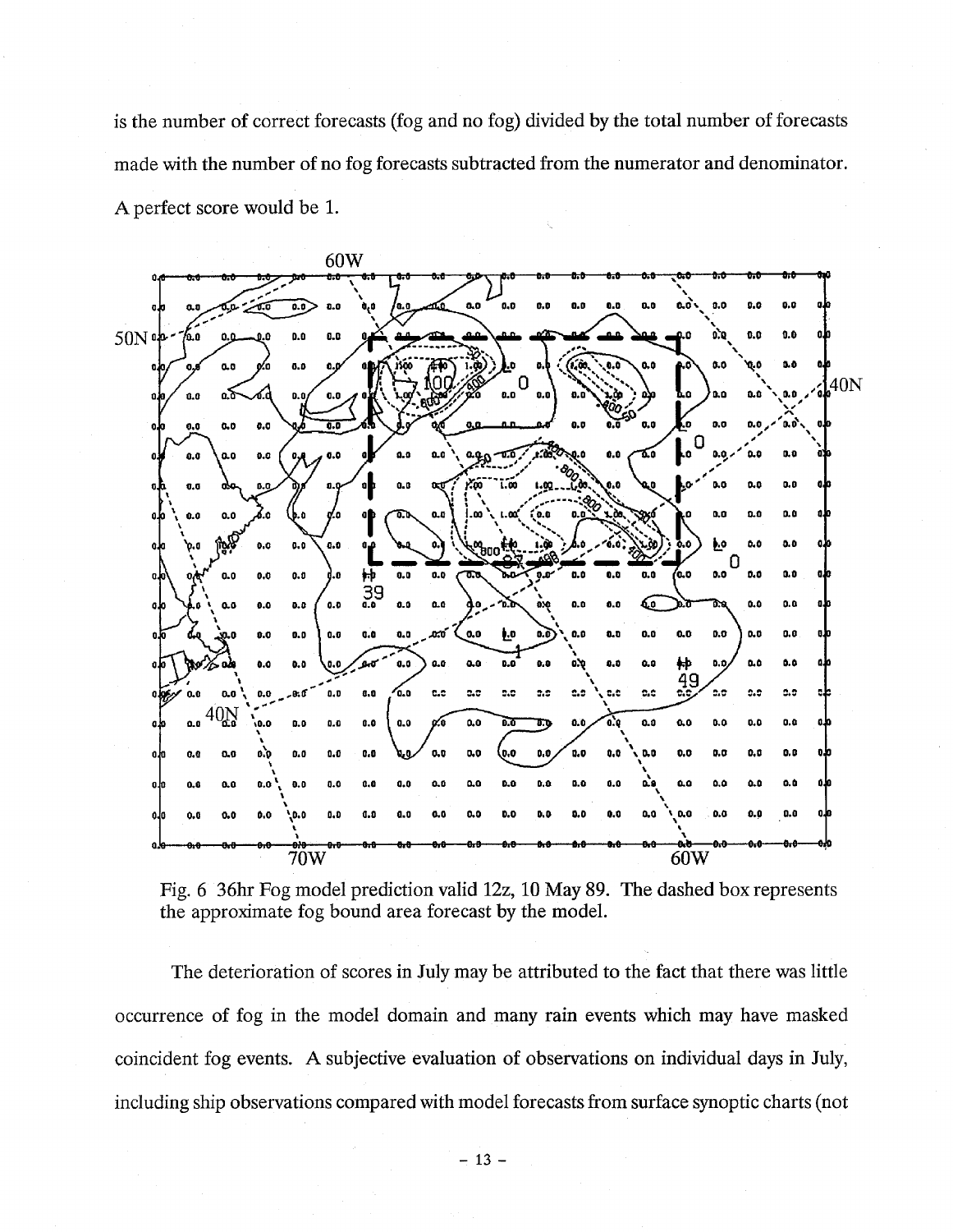is the number of correct forecasts (fog and no fog) divided by the total number of forecasts made with the number of no fog forecasts subtracted from the numerator and denominator. A perfect score would be 1.

Fig. 6 36hr Fog model prediction valid 12z, 10 May 89. The dashed box represents the approximate fog bound area forecast by the model.

The deterioration of scores in July may be attributed to the fact that there was little occurrence of fog in the model domain and many rain events which may have masked coincident fog events. A subjective evaluation of observations on individual days in July, including ship observations compared with model forecasts from surface synoptic charts (not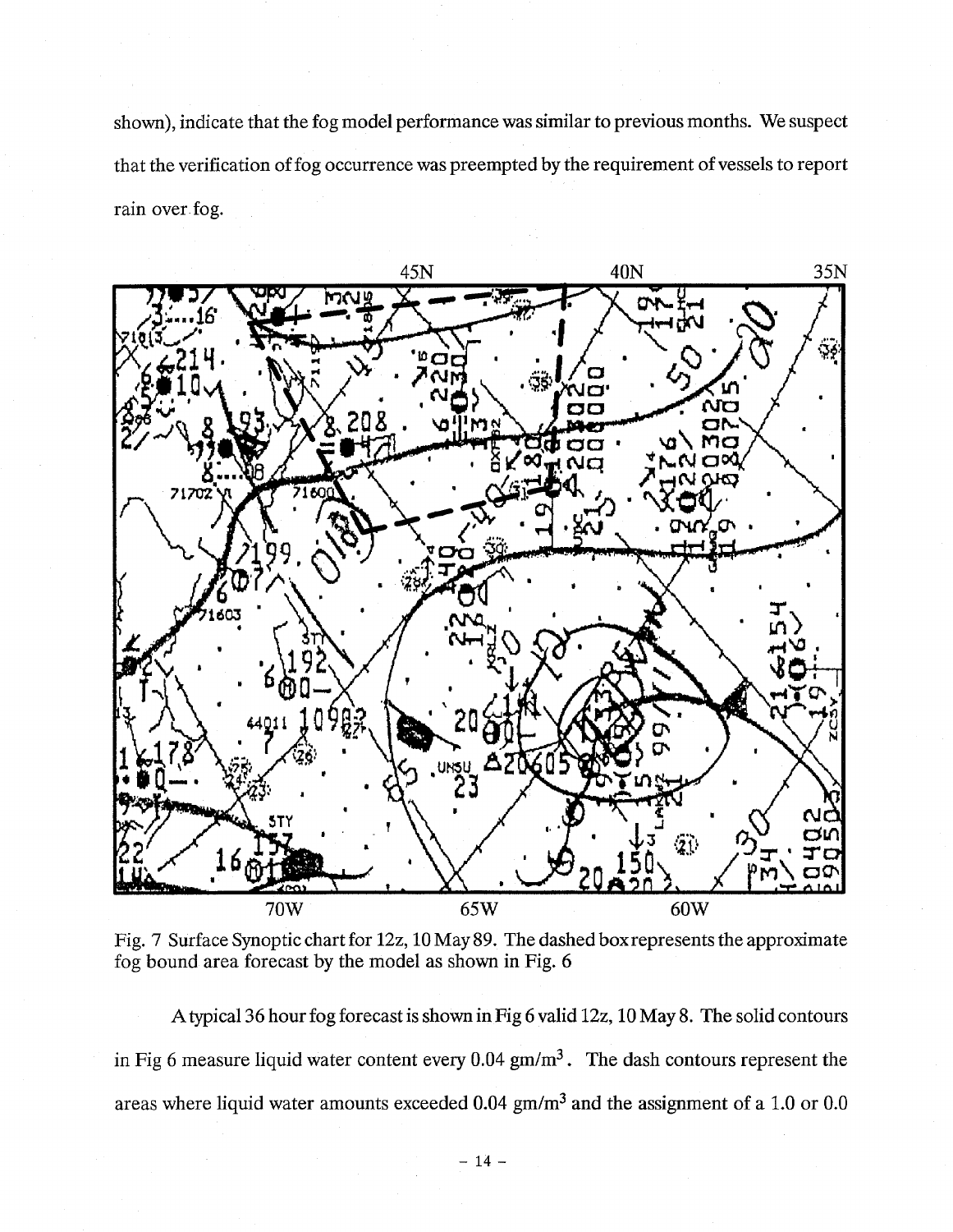shown), indicate that the fog model performance was similar to previous months. We suspect that the verification of fog occurrence was preempted by the requirement of vessels to report rain over fog.

Fig. 7 Surface Synoptic chart for 12z, 10 May 89. The dashed box represents the approximate fog bound area forecast by the model as shown in Fig. 6

A typical 36 hour fog forecast is shown in Fig 6 valid 12z, 10 May 8. The solid contours in Fig 6 measure liquid water content every 0.04 gm/m$^3$. The dash contours represent the areas where liquid water amounts exceeded 0.04 gm/m$^3$ and the assignment of a 1.0 or 0.0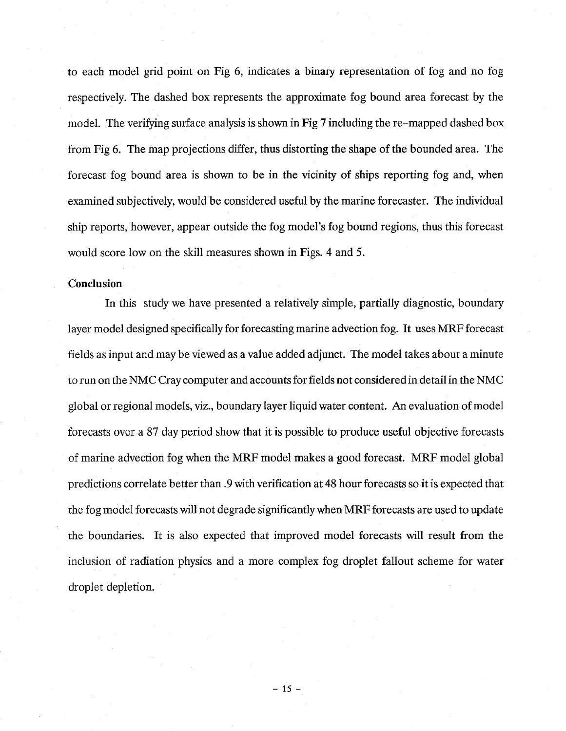to each model grid point on Fig 6, indicates a binary representation of fog and no fog respectively. The dashed box represents the approximate fog bound area forecast by the model. The verifying surface analysis is shown in Fig 7 including the re–mapped dashed box from Fig 6. The map projections differ, thus distorting the shape of the bounded area. The forecast fog bound area is shown to be in the vicinity of ships reporting fog and, when examined subjectively, would be considered useful by the marine forecaster. The individual ship reports, however, appear outside the fog model's fog bound regions, thus this forecast would score low on the skill measures shown in Figs. 4 and 5.

**Conclusion**

In this study we have presented a relatively simple, partially diagnostic, boundary layer model designed specifically for forecasting marine advection fog. It uses MRF forecast fields as input and may be viewed as a value added adjunct. The model takes about a minute to run on the NMC Cray computer and accounts for fields not considered in detail in the NMC global or regional models, viz., boundary layer liquid water content. An evaluation of model forecasts over a 87 day period show that it is possible to produce useful objective forecasts of marine advection fog when the MRF model makes a good forecast. MRF model global predictions correlate better than .9 with verification at 48 hour forecasts so it is expected that the fog model forecasts will not degrade significantly when MRF forecasts are used to update the boundaries. It is also expected that improved model forecasts will result from the inclusion of radiation physics and a more complex fog droplet fallout scheme for water droplet depletion.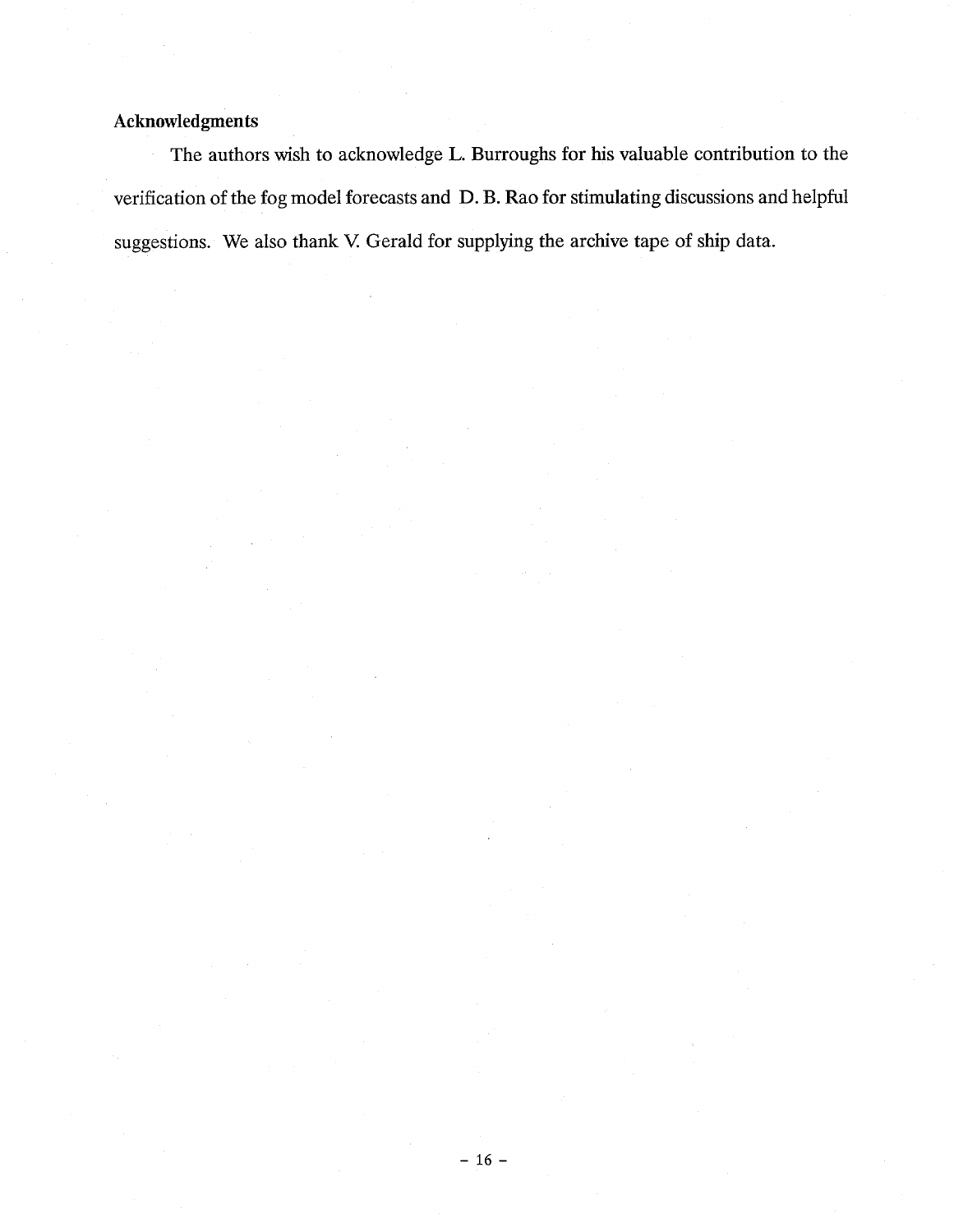## Acknowledgments

The authors wish to acknowledge L. Burroughs for his valuable contribution to the verification of the fog model forecasts and D. B. Rao for stimulating discussions and helpful suggestions. We also thank V. Gerald for supplying the archive tape of ship data.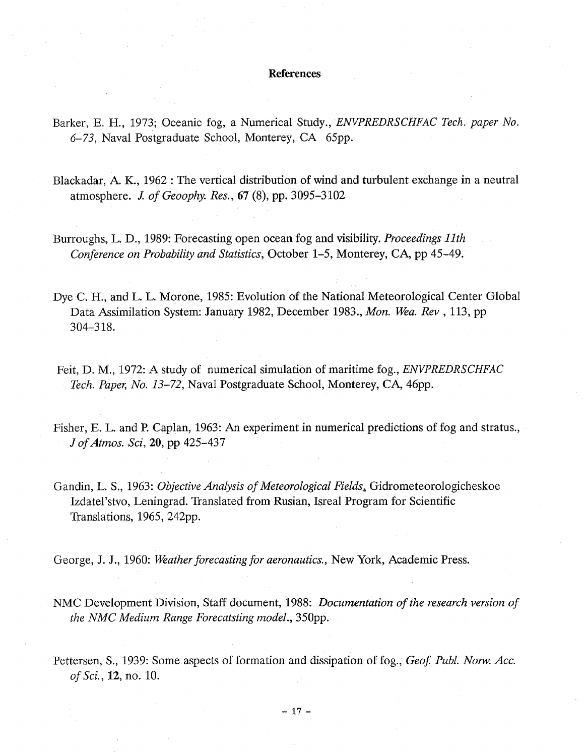# References

Barker, E. H., 1973; Oceanic fog, a Numerical Study., *ENVPREDRSCHFAC Tech. paper No. 6–73*, Naval Postgraduate School, Monterey, CA 65pp.

Blackadar, A. K., 1962 : The vertical distribution of wind and turbulent exchange in a neutral atmosphere. *J. of Geoophy. Res.*, **67** (8), pp. 3095–3102

Burroughs, L. D., 1989: Forecasting open ocean fog and visibility. *Proceedings 11th Conference on Probability and Statistics*, October 1–5, Monterey, CA, pp 45–49.

Dye C. H., and L. L. Morone, 1985: Evolution of the National Meteorological Center Global Data Assimilation System: January 1982, December 1983., *Mon. Wea. Rev* , 113, pp 304–318.

Feit, D. M., 1972: A study of numerical simulation of maritime fog., *ENVPREDRSCHFAC Tech. Paper, No. 13–72*, Naval Postgraduate School, Monterey, CA, 46pp.

Fisher, E. L. and P. Caplan, 1963: An experiment in numerical predictions of fog and stratus., *J of Atmos. Sci*, **20**, pp 425–437

Gandin, L. S., 1963: *Objective Analysis of Meteorological Fields*, Gidrometeorologicheskoe Izdatel'stvo, Leningrad. Translated from Rusian, Isreal Program for Scientific Translations, 1965, 242pp.

George, J. J., 1960: *Weather forecasting for aeronautics.*, New York, Academic Press.

NMC Development Division, Staff document, 1988: *Documentation of the research version of the NMC Medium Range Forecatsting model.*, 350pp.

Pettersen, S., 1939: Some aspects of formation and dissipation of fog., *Geof. Publ. Norw. Acc. of Sci.*, **12**, no. 10.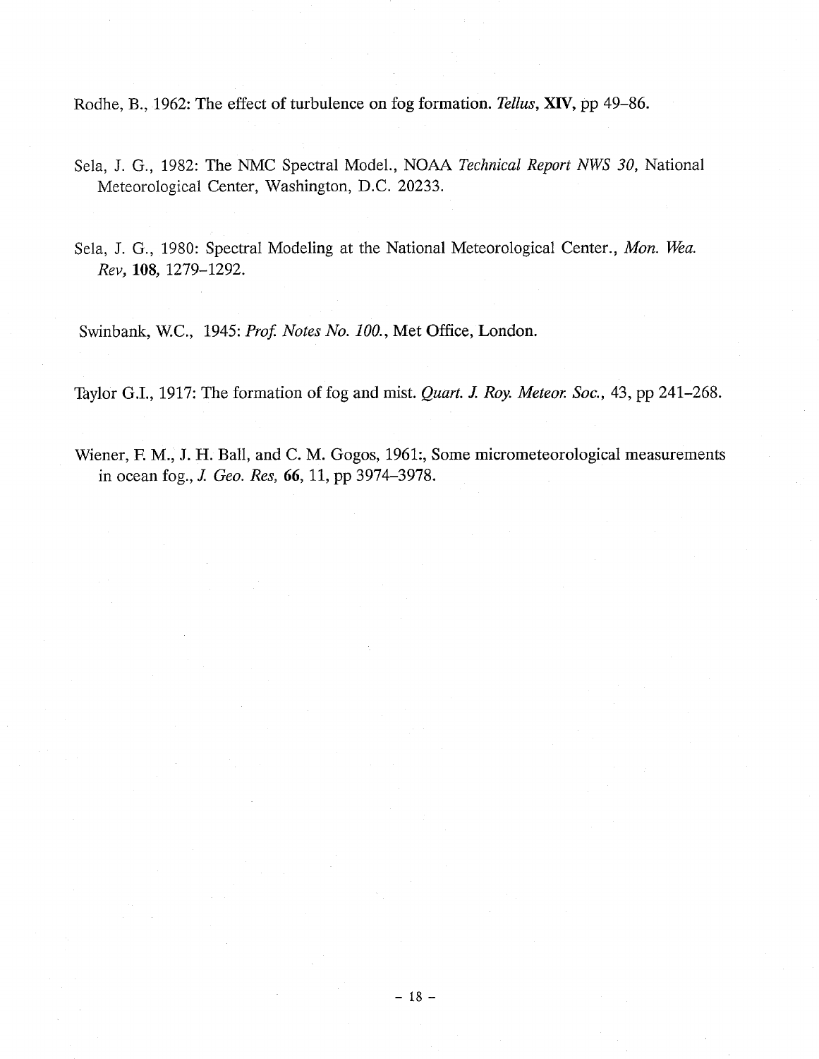Rodhe, B., 1962: The effect of turbulence on fog formation. *Tellus*, **XIV**, pp 49–86.

Sela, J. G., 1982: The NMC Spectral Model., NOAA *Technical Report NWS 30,* National Meteorological Center, Washington, D.C. 20233.

Sela, J. G., 1980: Spectral Modeling at the National Meteorological Center., *Mon. Wea. Rev,* **108,** 1279–1292.

Swinbank, W.C., 1945: *Prof. Notes No. 100.*, Met Office, London.

Taylor G.I., 1917: The formation of fog and mist. *Quart. J. Roy. Meteor. Soc.,* 43, pp 241–268.

Wiener, F. M., J. H. Ball, and C. M. Gogos, 1961:, Some micrometeorological measurements in ocean fog., *J. Geo. Res,* **66**, 11, pp 3974–3978.